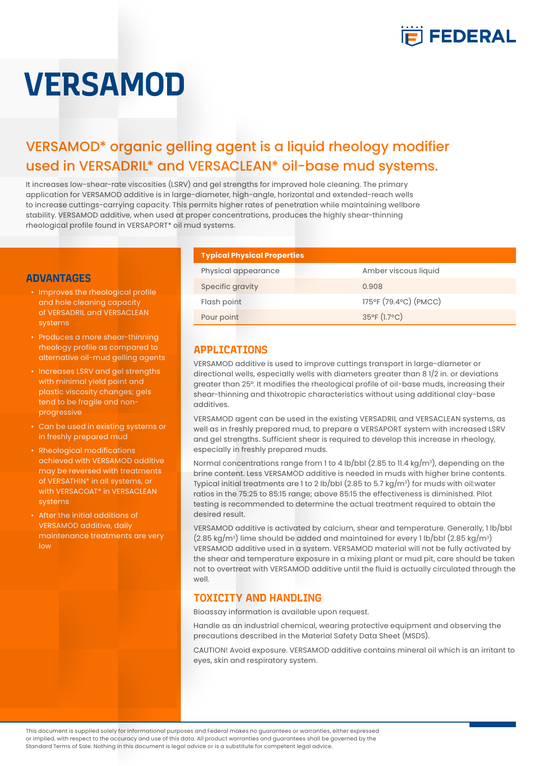# VERSAMOD

## VERSAMOD* organic gelling agent is a liquid rheology modifier used in VERSADRIL* and VERSACLEAN* oil-base mud systems.

It increases low-shear-rate viscosities (LSRV) and gel strengths for improved hole cleaning. The primary application for VERSAMOD additive is in large-diameter, high-angle, horizontal and extended-reach wells to increase cuttings-carrying capacity. This permits higher rates of penetration while maintaining wellbore stability. VERSAMOD additive, when used at proper concentrations, produces the highly shear-thinning rheological profile found in VERSAPORT* oil mud systems.

## ADVANTAGES

- Improves the rheological profile and hole cleaning capacity of VERSADRIL and VERSACLEAN systems
- Produces a more shear-thinning rheology profile as compared to alternative oil-mud gelling agents
- Increases LSRV and gel strengths with minimal yield point and plastic viscosity changes; gels tend to be fragile and non-progressive
- Can be used in existing systems or in freshly prepared mud
- Rheological modifications achieved with VERSAMOD additive may be reversed with treatments of VERSATHIN* in all systems, or with VERSACOAT* in VERSACLEAN systems
- After the initial additions of VERSAMOD additive, daily maintenance treatments are very low

| Typical Physical Properties | |
|---|---|
| Physical appearance | Amber viscous liquid |
| Specific gravity | 0.908 |
| Flash point | 175°F (79.4°C) (PMCC) |
| Pour point | 35°F (1.7°C) |

## APPLICATIONS

VERSAMOD additive is used to improve cuttings transport in large-diameter or directional wells, especially wells with diameters greater than 8 1/2 in. or deviations greater than 25°. It modifies the rheological profile of oil-base muds, increasing their shear-thinning and thixotropic characteristics without using additional clay-base additives.

VERSAMOD agent can be used in the existing VERSADRIL and VERSACLEAN systems, as well as in freshly prepared mud, to prepare a VERSAPORT system with increased LSRV and gel strengths. Sufficient shear is required to develop this increase in rheology, especially in freshly prepared muds.

Normal concentrations range from 1 to 4 lb/bbl (2.85 to 11.4 kg/m$^3$), depending on the brine content. Less VERSAMOD additive is needed in muds with higher brine contents. Typical initial treatments are 1 to 2 lb/bbl (2.85 to 5.7 kg/m$^3$) for muds with oil:water ratios in the 75:25 to 85:15 range; above 85:15 the effectiveness is diminished. Pilot testing is recommended to determine the actual treatment required to obtain the desired result.

VERSAMOD additive is activated by calcium, shear and temperature. Generally, 1 lb/bbl (2.85 kg/m$^3$) lime should be added and maintained for every 1 lb/bbl (2.85 kg/m$^3$) VERSAMOD additive used in a system. VERSAMOD material will not be fully activated by the shear and temperature exposure in a mixing plant or mud pit, care should be taken not to overtreat with VERSAMOD additive until the fluid is actually circulated through the well.

## TOXICITY AND HANDLING

Bioassay information is available upon request.

Handle as an industrial chemical, wearing protective equipment and observing the precautions described in the Material Safety Data Sheet (MSDS).

CAUTION! Avoid exposure. VERSAMOD additive contains mineral oil which is an irritant to eyes, skin and respiratory system.

This document is supplied solely for informational purposes and Federal makes no guarantees or warranties, either expressed or implied, with respect to the accuracy and use of this data. All product warranties and guarantees shall be governed by the Standard Terms of Sale. Nothing in this document is legal advice or is a substitute for competent legal advice.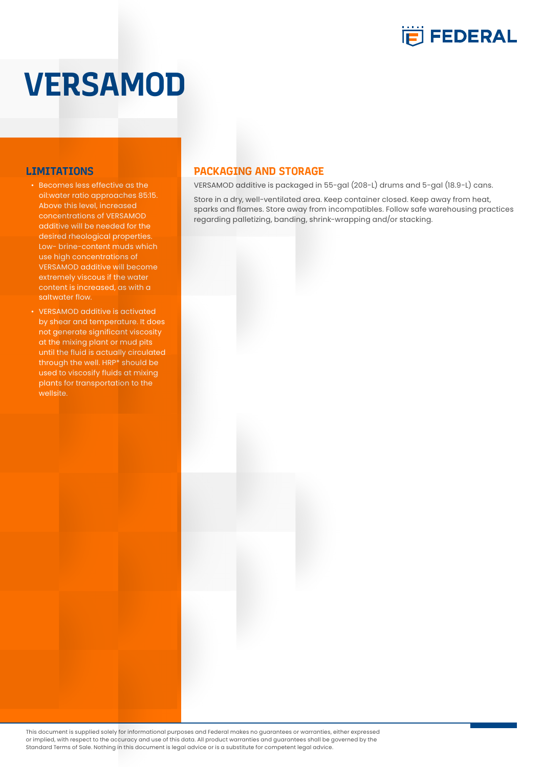# VERSAMOD

## LIMITATIONS

- Becomes less effective as the oil:water ratio approaches 85:15. Above this level, increased concentrations of VERSAMOD additive will be needed for the desired rheological properties. Low- brine-content muds which use high concentrations of VERSAMOD additive will become extremely viscous if the water content is increased, as with a saltwater flow.
- VERSAMOD additive is activated by shear and temperature. It does not generate significant viscosity at the mixing plant or mud pits until the fluid is actually circulated through the well. HRP* should be used to viscosify fluids at mixing plants for transportation to the wellsite.

## PACKAGING AND STORAGE

VERSAMOD additive is packaged in 55-gal (208-L) drums and 5-gal (18.9-L) cans.

Store in a dry, well-ventilated area. Keep container closed. Keep away from heat, sparks and flames. Store away from incompatibles. Follow safe warehousing practices regarding palletizing, banding, shrink-wrapping and/or stacking.

This document is supplied solely for informational purposes and Federal makes no guarantees or warranties, either expressed or implied, with respect to the accuracy and use of this data. All product warranties and guarantees shall be governed by the Standard Terms of Sale. Nothing in this document is legal advice or is a substitute for competent legal advice.